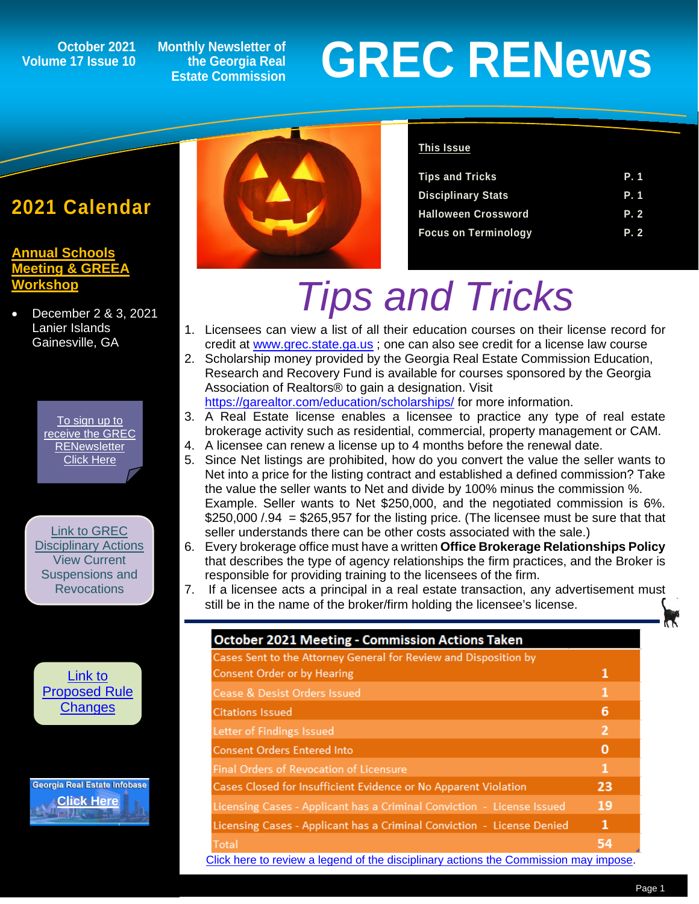October 2021
Volume 17 Issue 10

Monthly Newsletter of the Georgia Real Estate Commission

# GREC RENews

## 2021 Calendar

**Annual Schools Meeting & GREEA Workshop**

- December 2 & 3, 2021 Lanier Islands Gainesville, GA

To sign up to receive the GREC RENewsletter Click Here

Link to GREC Disciplinary Actions View Current Suspensions and Revocations

Link to Proposed Rule Changes

Georgia Real Estate Infobase Click Here

**This Issue**

| | |
|---|---|
| Tips and Tricks | P. 1 |
| Disciplinary Stats | P. 1 |
| Halloween Crossword | P. 2 |
| Focus on Terminology | P. 2 |

# *Tips and Tricks*

1. Licensees can view a list of all their education courses on their license record for credit at www.grec.state.ga.us ; one can also see credit for a license law course
2. Scholarship money provided by the Georgia Real Estate Commission Education, Research and Recovery Fund is available for courses sponsored by the Georgia Association of Realtors® to gain a designation. Visit https://garealtor.com/education/scholarships/ for more information.
3. A Real Estate license enables a licensee to practice any type of real estate brokerage activity such as residential, commercial, property management or CAM.
4. A licensee can renew a license up to 4 months before the renewal date.
5. Since Net listings are prohibited, how do you convert the value the seller wants to Net into a price for the listing contract and established a defined commission? Take the value the seller wants to Net and divide by 100% minus the commission %. Example. Seller wants to Net $250,000, and the negotiated commission is 6%. $250,000 /.94 = $265,957 for the listing price. (The licensee must be sure that that seller understands there can be other costs associated with the sale.)
6. Every brokerage office must have a written **Office Brokerage Relationships Policy** that describes the type of agency relationships the firm practices, and the Broker is responsible for providing training to the licensees of the firm.
7. If a licensee acts a principal in a real estate transaction, any advertisement must still be in the name of the broker/firm holding the licensee's license.

| October 2021 Meeting - Commission Actions Taken | |
|---|---|
| Cases Sent to the Attorney General for Review and Disposition by Consent Order or by Hearing | 1 |
| Cease & Desist Orders Issued | 1 |
| Citations Issued | 6 |
| Letter of Findings Issued | 2 |
| Consent Orders Entered Into | 0 |
| Final Orders of Revocation of Licensure | 1 |
| Cases Closed for Insufficient Evidence or No Apparent Violation | 23 |
| Licensing Cases - Applicant has a Criminal Conviction - License Issued | 19 |
| Licensing Cases - Applicant has a Criminal Conviction - License Denied | 1 |
| Total | 54 |

Click here to review a legend of the disciplinary actions the Commission may impose.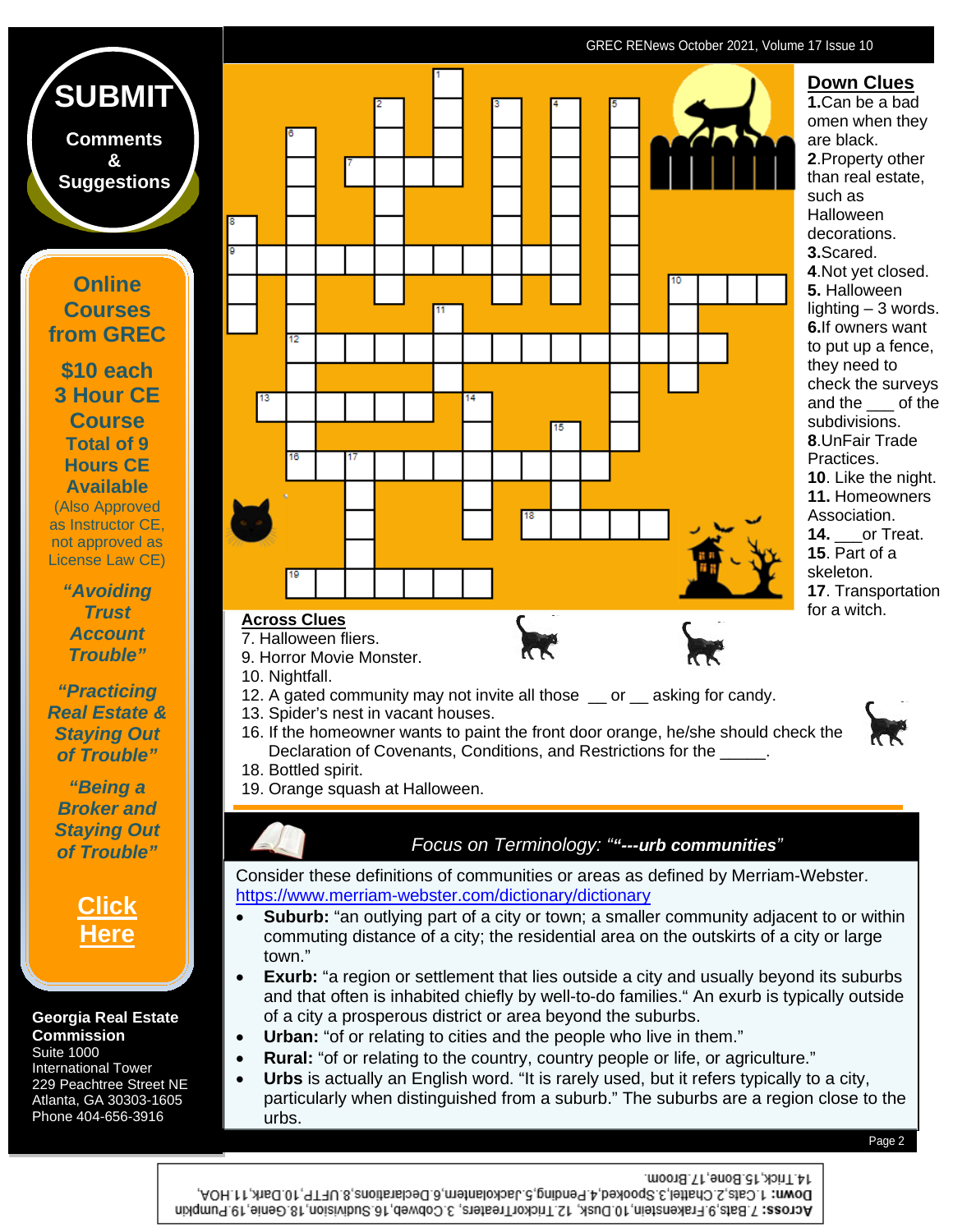# SUBMIT

**Comments & Suggestions**

## Online Courses from GREC

**$10 each**

**3 Hour CE Course**

**Total of 9 Hours CE Available**

(Also Approved as Instructor CE, not approved as License Law CE)

***"Avoiding Trust Account Trouble"***

***"Practicing Real Estate & Staying Out of Trouble"***

***"Being a Broker and Staying Out of Trouble"***

**Click Here**

**Georgia Real Estate Commission**
Suite 1000
International Tower
229 Peachtree Street NE
Atlanta, GA 30303-1605
Phone 404-656-3916

## Down Clues

**1.** Can be a bad omen when they are black.
**2.** Property other than real estate, such as Halloween decorations.
**3.** Scared.
**4.** Not yet closed.
**5.** Halloween lighting – 3 words.
**6.** If owners want to put up a fence, they need to check the surveys and the ___ of the subdivisions.
**8.** UnFair Trade Practices.
**10.** Like the night.
**11.** Homeowners Association.
**14.** ___or Treat.
**15.** Part of a skeleton.
**17.** Transportation for a witch.

## Across Clues

7. Halloween fliers.
9. Horror Movie Monster.
10. Nightfall.
12. A gated community may not invite all those __ or __ asking for candy.
13. Spider's nest in vacant houses.
16. If the homeowner wants to paint the front door orange, he/she should check the Declaration of Covenants, Conditions, and Restrictions for the _____.
18. Bottled spirit.
19. Orange squash at Halloween.

## Focus on Terminology: "---urb communities"

Consider these definitions of communities or areas as defined by Merriam-Webster.
https://www.merriam-webster.com/dictionary/dictionary

- **Suburb:** "an outlying part of a city or town; a smaller community adjacent to or within commuting distance of a city; the residential area on the outskirts of a city or large town."
- **Exurb:** "a region or settlement that lies outside a city and usually beyond its suburbs and that often is inhabited chiefly by well-to-do families." An exurb is typically outside of a city a prosperous district or area beyond the suburbs.
- **Urban:** "of or relating to cities and the people who live in them."
- **Rural:** "of or relating to the country, country people or life, or agriculture."
- **Urbs** is actually an English word. "It is rarely used, but it refers typically to a city, particularly when distinguished from a suburb." The suburbs are a region close to the urbs.

**Across:** 7.Bats,9.Frakenstein,10.Dusk, 12.TrickorTreaters, 13.Cobweb,16.Subdivision,18.Genie,19.Pumpkin
**Down:** 1.Cats,2.Chattel,3.Spooked,4.Pending,5.Jackolantern,6.Declarations,8.UFTP,10.Dark,11.HOA,
14.Trick,15.Bone,17.Broom.